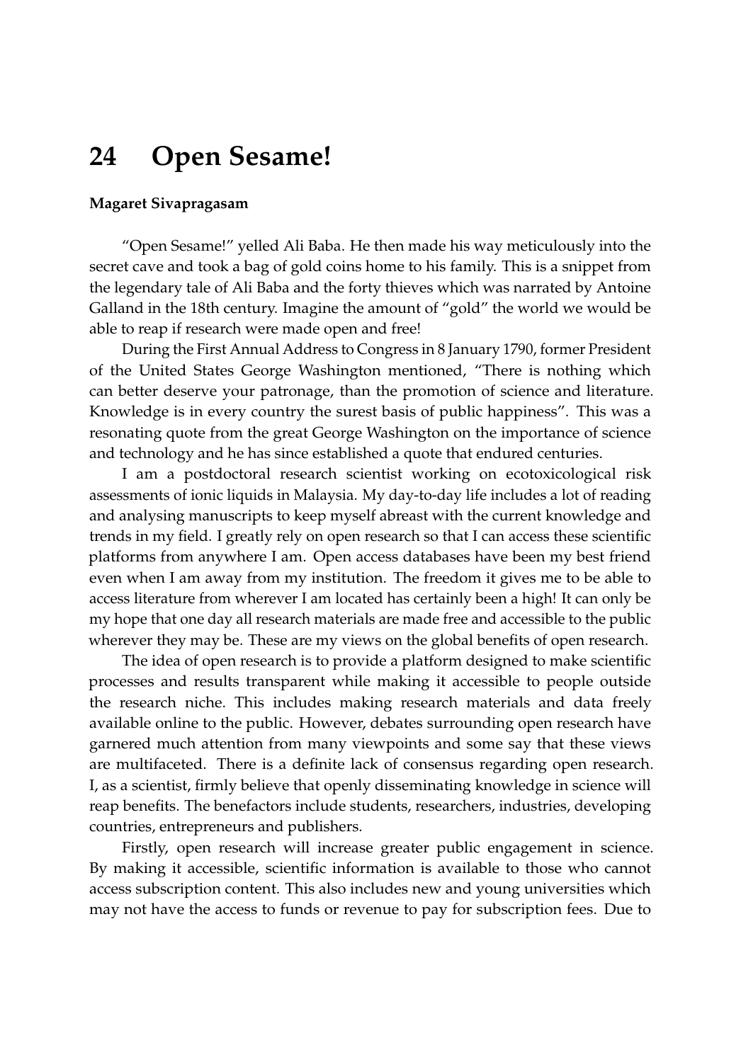# 24 Open Sesame!

**Magaret Sivapragasam**

"Open Sesame!" yelled Ali Baba. He then made his way meticulously into the secret cave and took a bag of gold coins home to his family. This is a snippet from the legendary tale of Ali Baba and the forty thieves which was narrated by Antoine Galland in the 18th century. Imagine the amount of "gold" the world we would be able to reap if research were made open and free!

During the First Annual Address to Congress in 8 January 1790, former President of the United States George Washington mentioned, "There is nothing which can better deserve your patronage, than the promotion of science and literature. Knowledge is in every country the surest basis of public happiness". This was a resonating quote from the great George Washington on the importance of science and technology and he has since established a quote that endured centuries.

I am a postdoctoral research scientist working on ecotoxicological risk assessments of ionic liquids in Malaysia. My day-to-day life includes a lot of reading and analysing manuscripts to keep myself abreast with the current knowledge and trends in my field. I greatly rely on open research so that I can access these scientific platforms from anywhere I am. Open access databases have been my best friend even when I am away from my institution. The freedom it gives me to be able to access literature from wherever I am located has certainly been a high! It can only be my hope that one day all research materials are made free and accessible to the public wherever they may be. These are my views on the global benefits of open research.

The idea of open research is to provide a platform designed to make scientific processes and results transparent while making it accessible to people outside the research niche. This includes making research materials and data freely available online to the public. However, debates surrounding open research have garnered much attention from many viewpoints and some say that these views are multifaceted. There is a definite lack of consensus regarding open research. I, as a scientist, firmly believe that openly disseminating knowledge in science will reap benefits. The benefactors include students, researchers, industries, developing countries, entrepreneurs and publishers.

Firstly, open research will increase greater public engagement in science. By making it accessible, scientific information is available to those who cannot access subscription content. This also includes new and young universities which may not have the access to funds or revenue to pay for subscription fees. Due to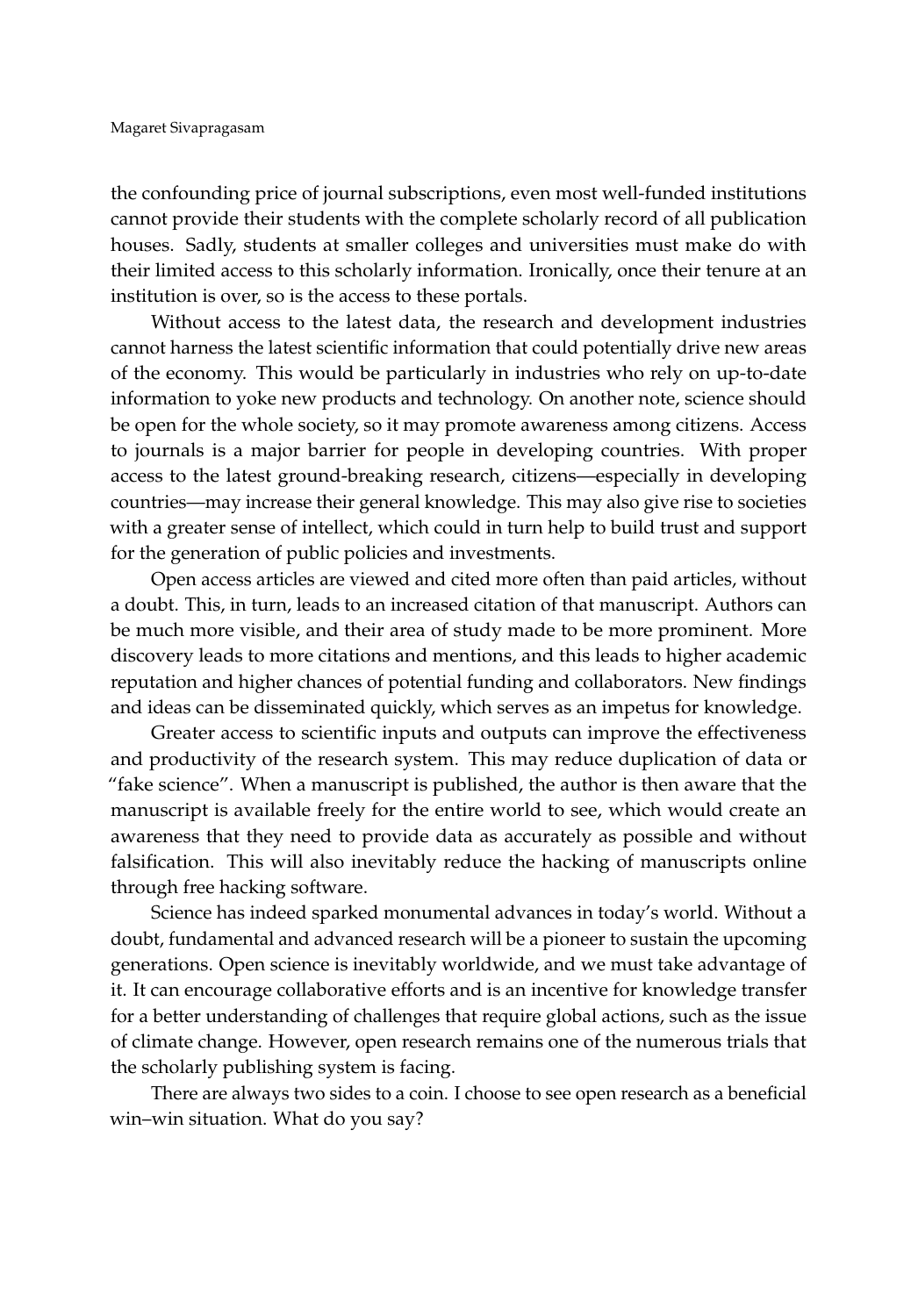the confounding price of journal subscriptions, even most well-funded institutions cannot provide their students with the complete scholarly record of all publication houses. Sadly, students at smaller colleges and universities must make do with their limited access to this scholarly information. Ironically, once their tenure at an institution is over, so is the access to these portals.

Without access to the latest data, the research and development industries cannot harness the latest scientific information that could potentially drive new areas of the economy. This would be particularly in industries who rely on up-to-date information to yoke new products and technology. On another note, science should be open for the whole society, so it may promote awareness among citizens. Access to journals is a major barrier for people in developing countries. With proper access to the latest ground-breaking research, citizens—especially in developing countries—may increase their general knowledge. This may also give rise to societies with a greater sense of intellect, which could in turn help to build trust and support for the generation of public policies and investments.

Open access articles are viewed and cited more often than paid articles, without a doubt. This, in turn, leads to an increased citation of that manuscript. Authors can be much more visible, and their area of study made to be more prominent. More discovery leads to more citations and mentions, and this leads to higher academic reputation and higher chances of potential funding and collaborators. New findings and ideas can be disseminated quickly, which serves as an impetus for knowledge.

Greater access to scientific inputs and outputs can improve the effectiveness and productivity of the research system. This may reduce duplication of data or "fake science". When a manuscript is published, the author is then aware that the manuscript is available freely for the entire world to see, which would create an awareness that they need to provide data as accurately as possible and without falsification. This will also inevitably reduce the hacking of manuscripts online through free hacking software.

Science has indeed sparked monumental advances in today's world. Without a doubt, fundamental and advanced research will be a pioneer to sustain the upcoming generations. Open science is inevitably worldwide, and we must take advantage of it. It can encourage collaborative efforts and is an incentive for knowledge transfer for a better understanding of challenges that require global actions, such as the issue of climate change. However, open research remains one of the numerous trials that the scholarly publishing system is facing.

There are always two sides to a coin. I choose to see open research as a beneficial win–win situation. What do you say?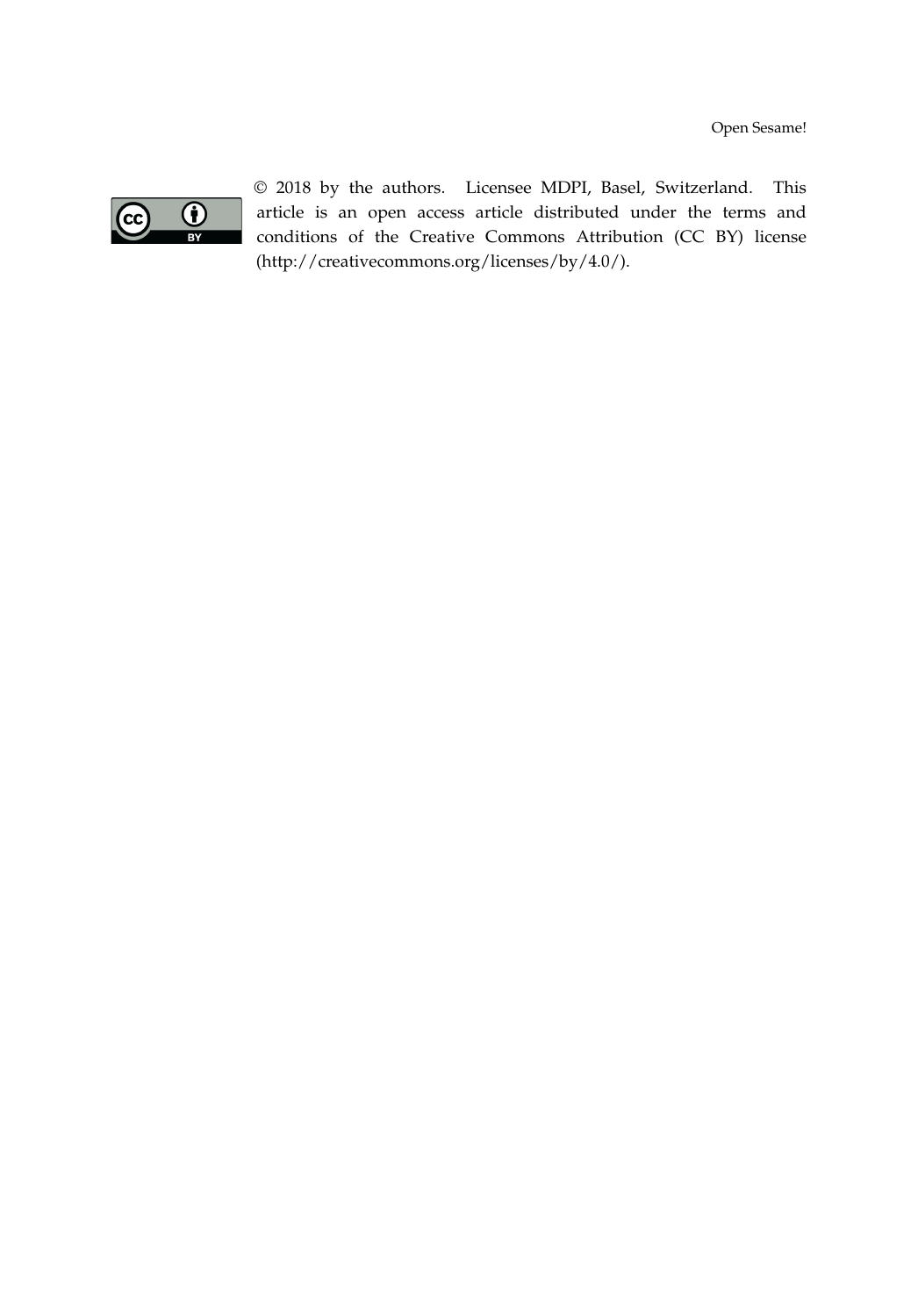© 2018 by the authors. Licensee MDPI, Basel, Switzerland. This article is an open access article distributed under the terms and conditions of the Creative Commons Attribution (CC BY) license (http://creativecommons.org/licenses/by/4.0/).